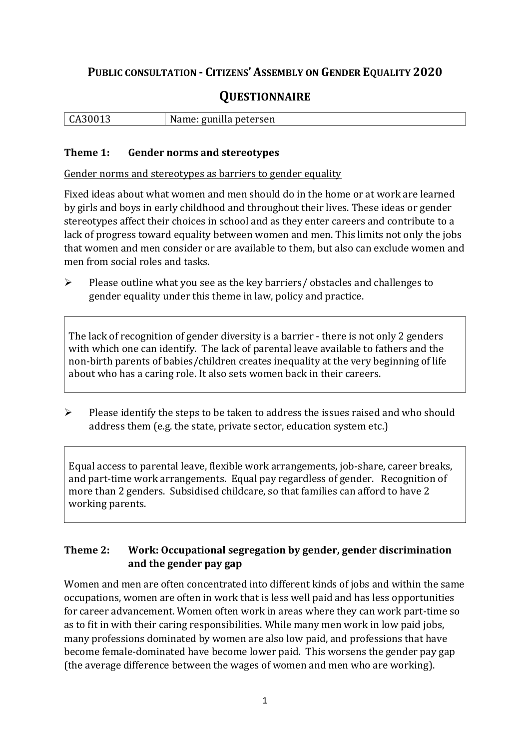# **Public consultation - Citizens' Assembly on Gender Equality 2020**

## **Questionnaire**

| CA30013 | Name: gunilla petersen |
| --- | --- |

### **Theme 1: Gender norms and stereotypes**

Gender norms and stereotypes as barriers to gender equality

Fixed ideas about what women and men should do in the home or at work are learned by girls and boys in early childhood and throughout their lives. These ideas or gender stereotypes affect their choices in school and as they enter careers and contribute to a lack of progress toward equality between women and men. This limits not only the jobs that women and men consider or are available to them, but also can exclude women and men from social roles and tasks.

- Please outline what you see as the key barriers/ obstacles and challenges to gender equality under this theme in law, policy and practice.

> The lack of recognition of gender diversity is a barrier - there is not only 2 genders with which one can identify. The lack of parental leave available to fathers and the non-birth parents of babies/children creates inequality at the very beginning of life about who has a caring role. It also sets women back in their careers.

- Please identify the steps to be taken to address the issues raised and who should address them (e.g. the state, private sector, education system etc.)

> Equal access to parental leave, flexible work arrangements, job-share, career breaks, and part-time work arrangements. Equal pay regardless of gender. Recognition of more than 2 genders. Subsidised childcare, so that families can afford to have 2 working parents.

### **Theme 2: Work: Occupational segregation by gender, gender discrimination and the gender pay gap**

Women and men are often concentrated into different kinds of jobs and within the same occupations, women are often in work that is less well paid and has less opportunities for career advancement. Women often work in areas where they can work part-time so as to fit in with their caring responsibilities. While many men work in low paid jobs, many professions dominated by women are also low paid, and professions that have become female-dominated have become lower paid. This worsens the gender pay gap (the average difference between the wages of women and men who are working).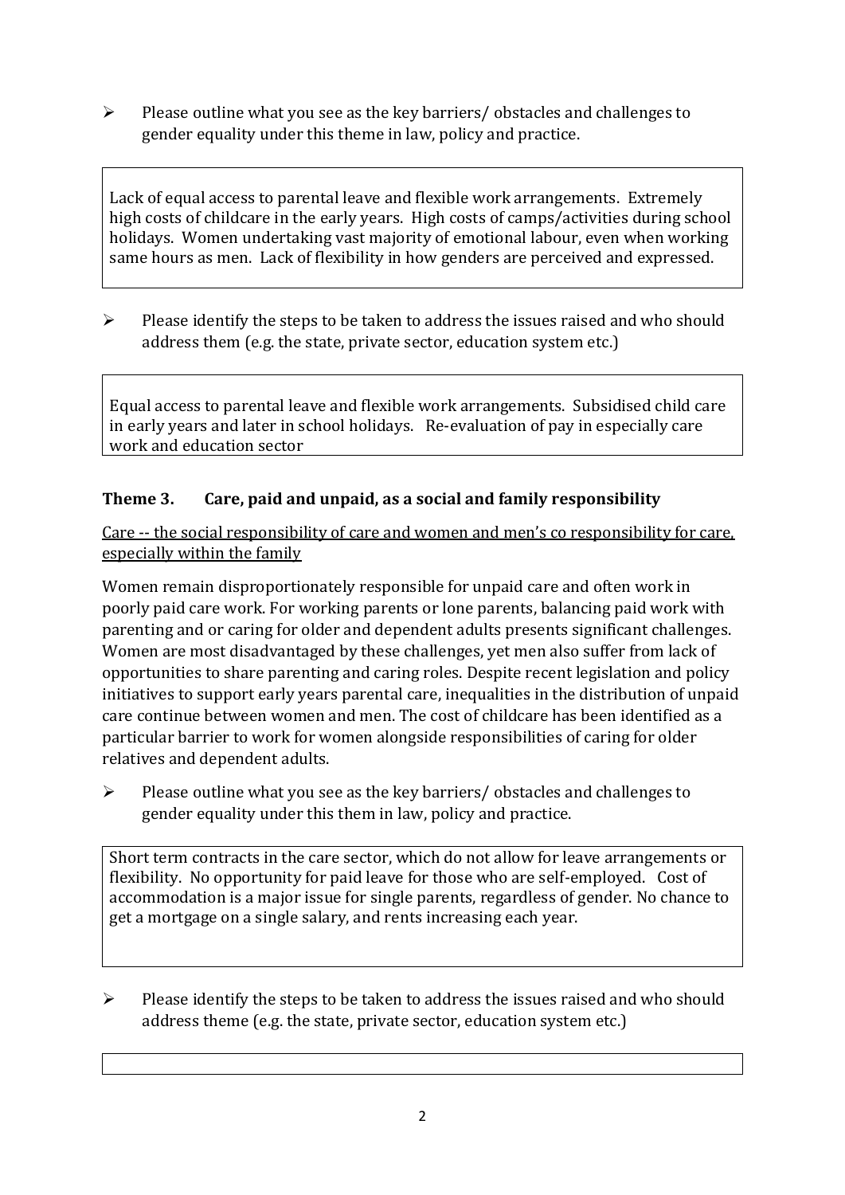- Please outline what you see as the key barriers/ obstacles and challenges to gender equality under this theme in law, policy and practice.

> Lack of equal access to parental leave and flexible work arrangements. Extremely high costs of childcare in the early years. High costs of camps/activities during school holidays. Women undertaking vast majority of emotional labour, even when working same hours as men. Lack of flexibility in how genders are perceived and expressed.

- Please identify the steps to be taken to address the issues raised and who should address them (e.g. the state, private sector, education system etc.)

> Equal access to parental leave and flexible work arrangements. Subsidised child care in early years and later in school holidays. Re-evaluation of pay in especially care work and education sector

### Theme 3. Care, paid and unpaid, as a social and family responsibility

<u>Care -- the social responsibility of care and women and men's co responsibility for care, especially within the family</u>

Women remain disproportionately responsible for unpaid care and often work in poorly paid care work. For working parents or lone parents, balancing paid work with parenting and or caring for older and dependent adults presents significant challenges. Women are most disadvantaged by these challenges, yet men also suffer from lack of opportunities to share parenting and caring roles. Despite recent legislation and policy initiatives to support early years parental care, inequalities in the distribution of unpaid care continue between women and men. The cost of childcare has been identified as a particular barrier to work for women alongside responsibilities of caring for older relatives and dependent adults.

- Please outline what you see as the key barriers/ obstacles and challenges to gender equality under this them in law, policy and practice.

> Short term contracts in the care sector, which do not allow for leave arrangements or flexibility. No opportunity for paid leave for those who are self-employed. Cost of accommodation is a major issue for single parents, regardless of gender. No chance to get a mortgage on a single salary, and rents increasing each year.

- Please identify the steps to be taken to address the issues raised and who should address theme (e.g. the state, private sector, education system etc.)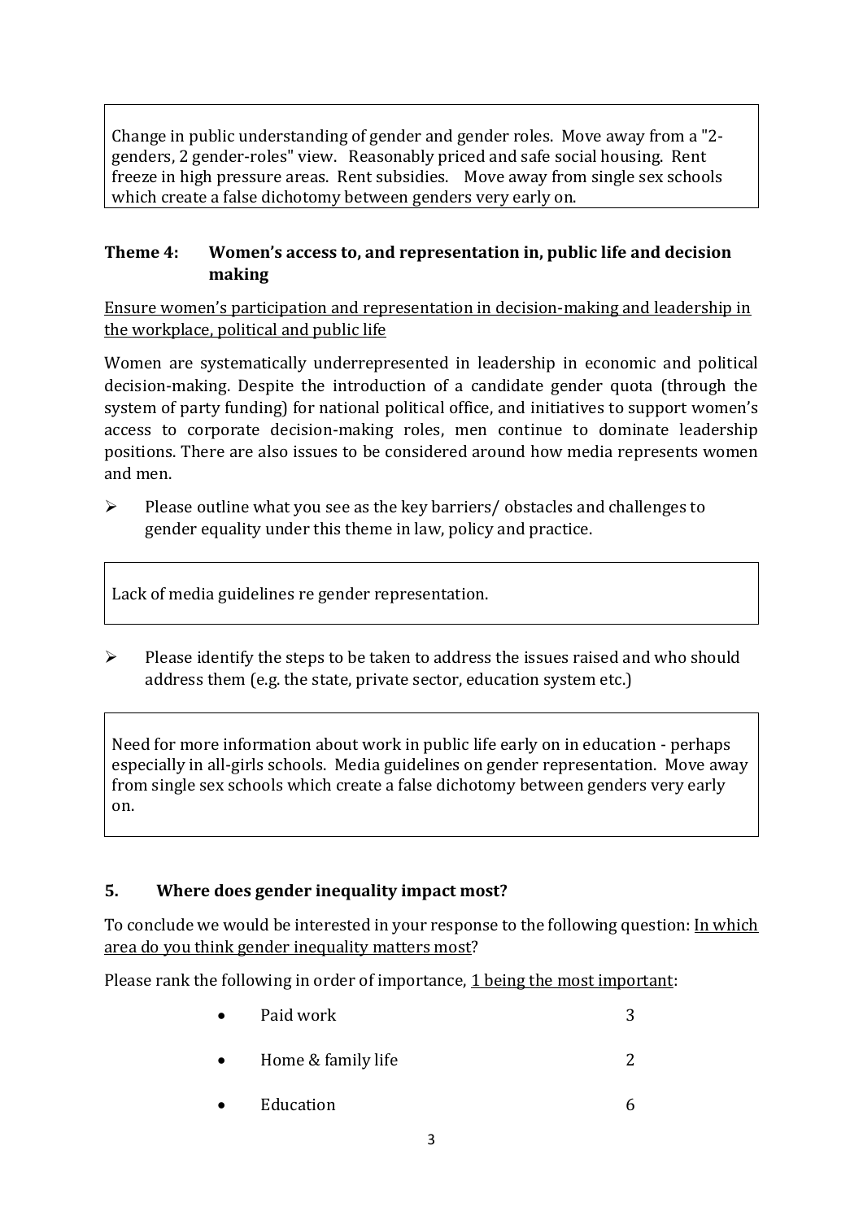Change in public understanding of gender and gender roles. Move away from a "2-genders, 2 gender-roles" view. Reasonably priced and safe social housing. Rent freeze in high pressure areas. Rent subsidies. Move away from single sex schools which create a false dichotomy between genders very early on.

### Theme 4: Women's access to, and representation in, public life and decision making

<u>Ensure women's participation and representation in decision-making and leadership in the workplace, political and public life</u>

Women are systematically underrepresented in leadership in economic and political decision-making. Despite the introduction of a candidate gender quota (through the system of party funding) for national political office, and initiatives to support women's access to corporate decision-making roles, men continue to dominate leadership positions. There are also issues to be considered around how media represents women and men.

- Please outline what you see as the key barriers/ obstacles and challenges to gender equality under this theme in law, policy and practice.

Lack of media guidelines re gender representation.

- Please identify the steps to be taken to address the issues raised and who should address them (e.g. the state, private sector, education system etc.)

Need for more information about work in public life early on in education - perhaps especially in all-girls schools. Media guidelines on gender representation. Move away from single sex schools which create a false dichotomy between genders very early on.

### 5. Where does gender inequality impact most?

To conclude we would be interested in your response to the following question: <u>In which area do you think gender inequality matters most</u>?

Please rank the following in order of importance, <u>1 being the most important</u>:

- Paid work 3
- Home & family life 2
- Education 6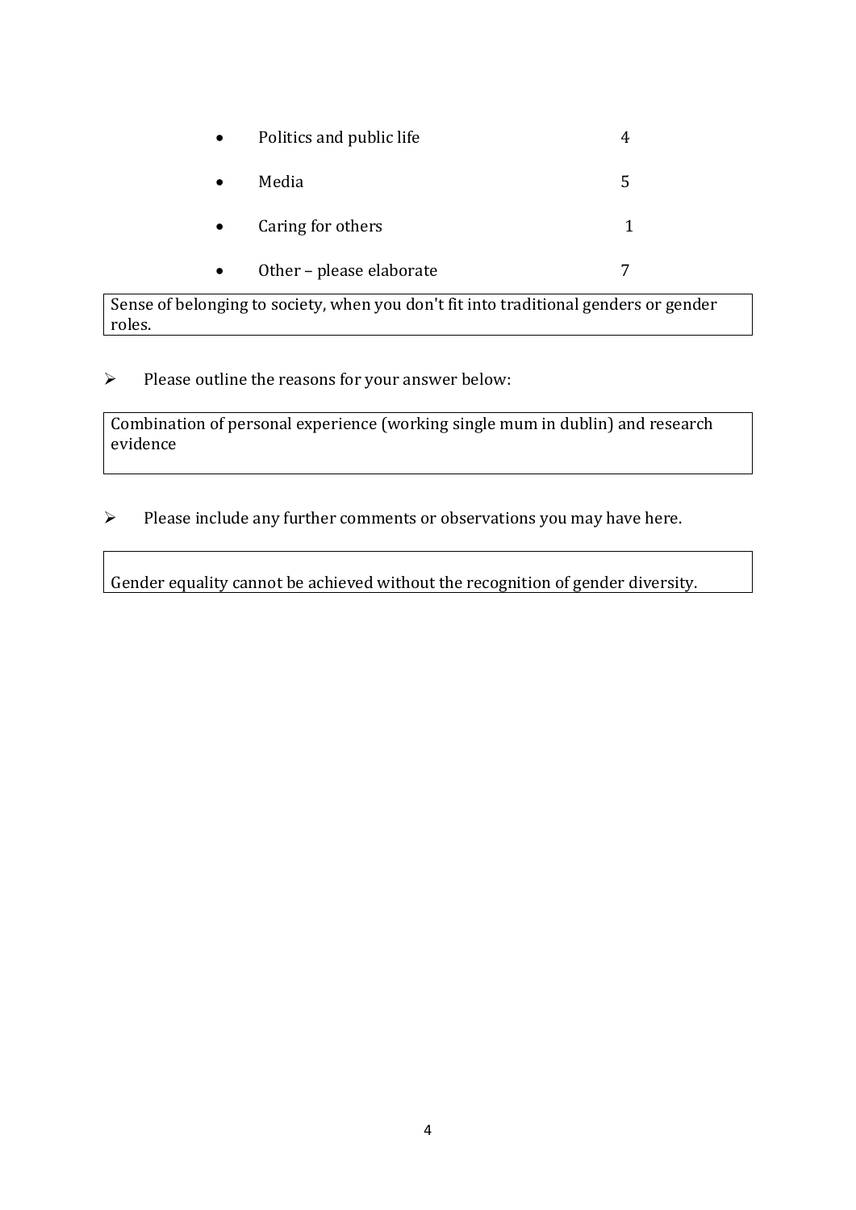- Politics and public life 4
- Media 5
- Caring for others 1
- Other – please elaborate 7

Sense of belonging to society, when you don't fit into traditional genders or gender roles.

➢ Please outline the reasons for your answer below:

Combination of personal experience (working single mum in dublin) and research evidence

➢ Please include any further comments or observations you may have here.

Gender equality cannot be achieved without the recognition of gender diversity.